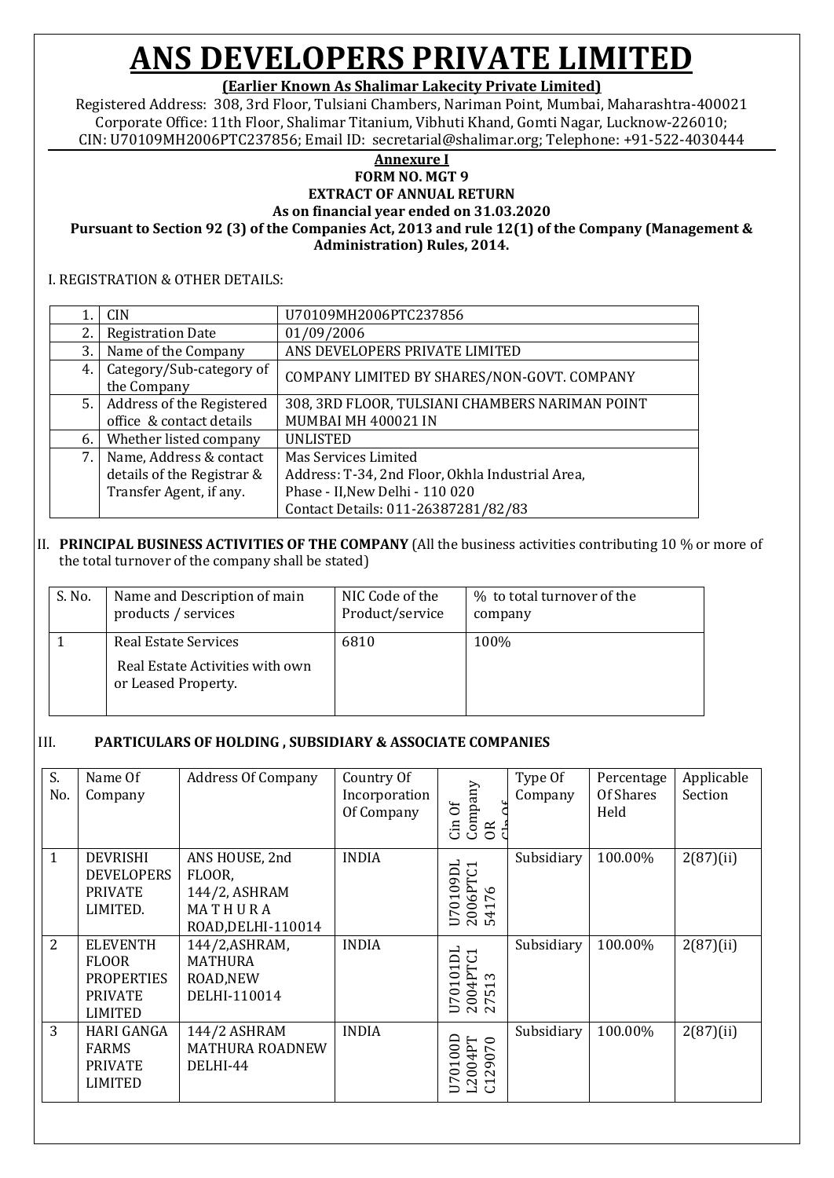# ANS DEVELOPERS PRIVATE LIMITED

**(Earlier Known As Shalimar Lakecity Private Limited)**

Registered Address: 308, 3rd Floor, Tulsiani Chambers, Nariman Point, Mumbai, Maharashtra-400021
Corporate Office: 11th Floor, Shalimar Titanium, Vibhuti Khand, Gomti Nagar, Lucknow-226010;
CIN: U70109MH2006PTC237856; Email ID: secretarial@shalimar.org; Telephone: +91-522-4030444

**Annexure I**

**FORM NO. MGT 9**

**EXTRACT OF ANNUAL RETURN**

**As on financial year ended on 31.03.2020**

**Pursuant to Section 92 (3) of the Companies Act, 2013 and rule 12(1) of the Company (Management & Administration) Rules, 2014.**

I. REGISTRATION & OTHER DETAILS:

| | | |
|---|---|---|
| 1. | CIN | U70109MH2006PTC237856 |
| 2. | Registration Date | 01/09/2006 |
| 3. | Name of the Company | ANS DEVELOPERS PRIVATE LIMITED |
| 4. | Category/Sub-category of the Company | COMPANY LIMITED BY SHARES/NON-GOVT. COMPANY |
| 5. | Address of the Registered office & contact details | 308, 3RD FLOOR, TULSIANI CHAMBERS NARIMAN POINT MUMBAI MH 400021 IN |
| 6. | Whether listed company | UNLISTED |
| 7. | Name, Address & contact details of the Registrar & Transfer Agent, if any. | Mas Services Limited<br>Address: T-34, 2nd Floor, Okhla Industrial Area, Phase - II,New Delhi - 110 020<br>Contact Details: 011-26387281/82/83 |

II. **PRINCIPAL BUSINESS ACTIVITIES OF THE COMPANY** (All the business activities contributing 10 % or more of the total turnover of the company shall be stated)

| S. No. | Name and Description of main products / services | NIC Code of the Product/service | % to total turnover of the company |
|---|---|---|---|
| 1 | Real Estate Services<br>Real Estate Activities with own or Leased Property. | 6810 | 100% |

III. **PARTICULARS OF HOLDING , SUBSIDIARY & ASSOCIATE COMPANIES**

| S. No. | Name Of Company | Address Of Company | Country Of Incorporation Of Company | Cin Of Company OR Gln Of | Type Of Company | Percentage Of Shares Held | Applicable Section |
|---|---|---|---|---|---|---|---|
| 1 | DEVRISHI DEVELOPERS PRIVATE LIMITED. | ANS HOUSE, 2nd FLOOR, 144/2, ASHRAM M A T H U R A ROAD,DELHI-110014 | INDIA | U70109DL2006PTC154176 | Subsidiary | 100.00% | 2(87)(ii) |
| 2 | ELEVENTH FLOOR PROPERTIES PRIVATE LIMITED | 144/2,ASHRAM, MATHURA ROAD,NEW DELHI-110014 | INDIA | U70101DL2004PTC127513 | Subsidiary | 100.00% | 2(87)(ii) |
| 3 | HARI GANGA FARMS PRIVATE LIMITED | 144/2 ASHRAM MATHURA ROADNEW DELHI-44 | INDIA | U70100DL2004PTC129070 | Subsidiary | 100.00% | 2(87)(ii) |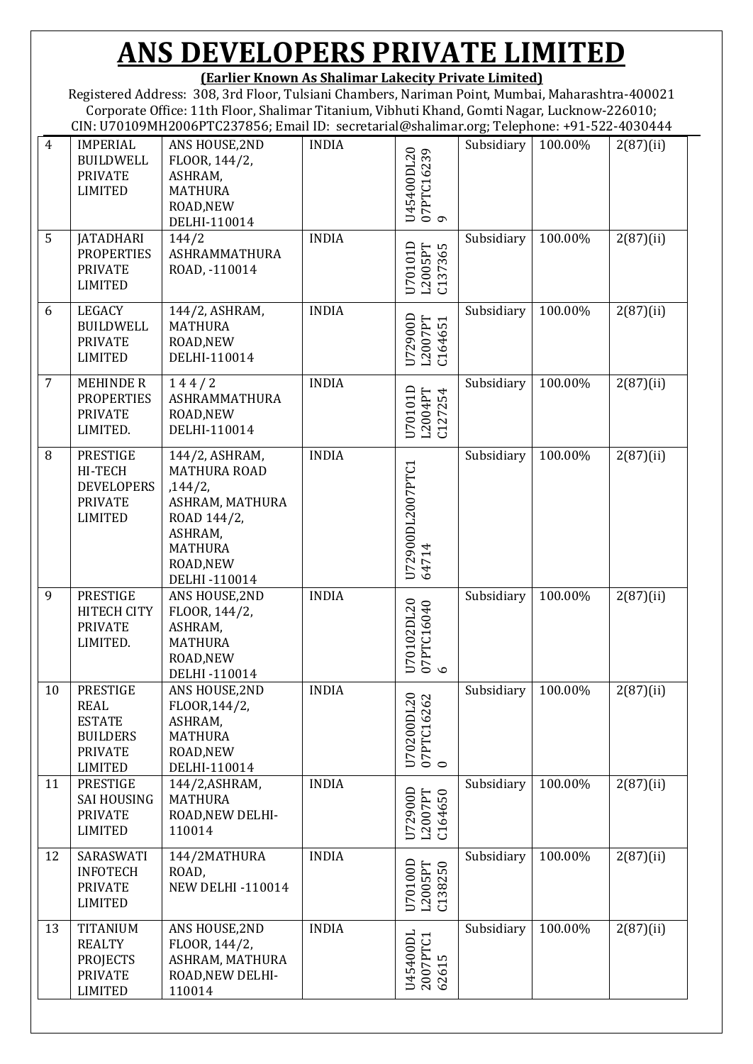# ANS DEVELOPERS PRIVATE LIMITED

**(Earlier Known As Shalimar Lakecity Private Limited)**

Registered Address: 308, 3rd Floor, Tulsiani Chambers, Nariman Point, Mumbai, Maharashtra-400021
Corporate Office: 11th Floor, Shalimar Titanium, Vibhuti Khand, Gomti Nagar, Lucknow-226010;
CIN: U70109MH2006PTC237856; Email ID: secretarial@shalimar.org; Telephone: +91-522-4030444

| | | | | | | | |
|---|---|---|---|---|---|---|---|
| 4 | IMPERIAL BUILDWELL PRIVATE LIMITED | ANS HOUSE,2ND FLOOR, 144/2, ASHRAM, MATHURA ROAD,NEW DELHI-110014 | INDIA | U45400DL2007PTC162399 | Subsidiary | 100.00% | 2(87)(ii) |
| 5 | JATADHARI PROPERTIES PRIVATE LIMITED | 144/2 ASHRAMMATHURA ROAD, -110014 | INDIA | U70101DL2005PTC137365 | Subsidiary | 100.00% | 2(87)(ii) |
| 6 | LEGACY BUILDWELL PRIVATE LIMITED | 144/2, ASHRAM, MATHURA ROAD,NEW DELHI-110014 | INDIA | U72900DL2007PTC164651 | Subsidiary | 100.00% | 2(87)(ii) |
| 7 | MEHINDE R PROPERTIES PRIVATE LIMITED. | 1 4 4 / 2 ASHRAMMATHURA ROAD,NEW DELHI-110014 | INDIA | U70101DL2004PTC127254 | Subsidiary | 100.00% | 2(87)(ii) |
| 8 | PRESTIGE HI-TECH DEVELOPERS PRIVATE LIMITED | 144/2, ASHRAM, MATHURA ROAD ,144/2, ASHRAM, MATHURA ROAD 144/2, ASHRAM, MATHURA ROAD,NEW DELHI -110014 | INDIA | U72900DL2007PTC164714 | Subsidiary | 100.00% | 2(87)(ii) |
| 9 | PRESTIGE HITECH CITY PRIVATE LIMITED. | ANS HOUSE,2ND FLOOR, 144/2, ASHRAM, MATHURA ROAD,NEW DELHI -110014 | INDIA | U70102DL2007PTC160406 | Subsidiary | 100.00% | 2(87)(ii) |
| 10 | PRESTIGE REAL ESTATE BUILDERS PRIVATE LIMITED | ANS HOUSE,2ND FLOOR,144/2, ASHRAM, MATHURA ROAD,NEW DELHI-110014 | INDIA | U70200DL2007PTC162620 | Subsidiary | 100.00% | 2(87)(ii) |
| 11 | PRESTIGE SAI HOUSING PRIVATE LIMITED | 144/2,ASHRAM, MATHURA ROAD,NEW DELHI-110014 | INDIA | U72900DL2007PTC164650 | Subsidiary | 100.00% | 2(87)(ii) |
| 12 | SARASWATI INFOTECH PRIVATE LIMITED | 144/2MATHURA ROAD, NEW DELHI -110014 | INDIA | U70100DL2005PTC138250 | Subsidiary | 100.00% | 2(87)(ii) |
| 13 | TITANIUM REALTY PROJECTS PRIVATE LIMITED | ANS HOUSE,2ND FLOOR, 144/2, ASHRAM, MATHURA ROAD,NEW DELHI-110014 | INDIA | U45400DL2007PTC162615 | Subsidiary | 100.00% | 2(87)(ii) |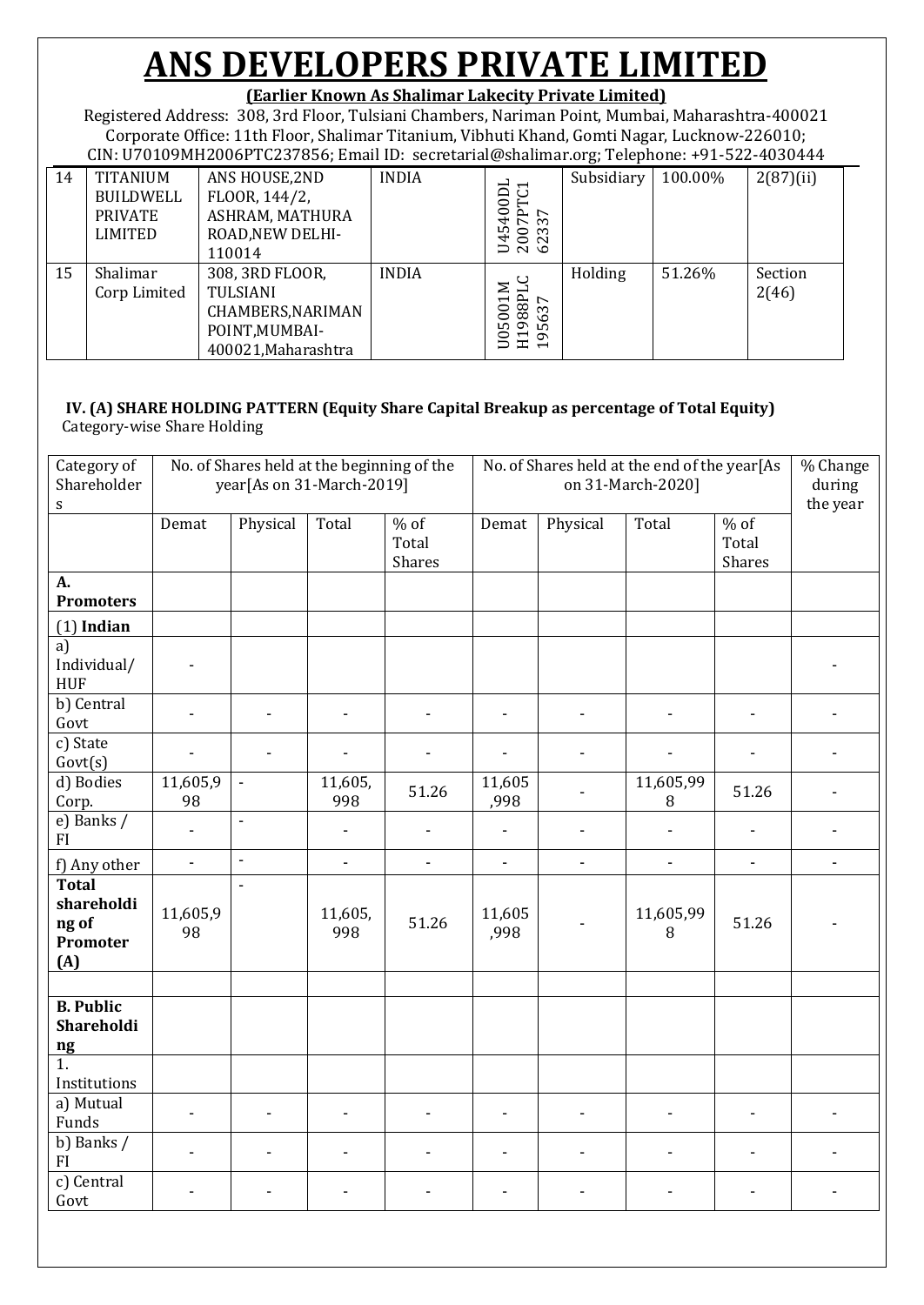# ANS DEVELOPERS PRIVATE LIMITED

**(Earlier Known As Shalimar Lakecity Private Limited)**

Registered Address: 308, 3rd Floor, Tulsiani Chambers, Nariman Point, Mumbai, Maharashtra-400021
Corporate Office: 11th Floor, Shalimar Titanium, Vibhuti Khand, Gomti Nagar, Lucknow-226010;
CIN: U70109MH2006PTC237856; Email ID: secretarial@shalimar.org; Telephone: +91-522-4030444

| 14 | TITANIUM BUILDWELL PRIVATE LIMITED | ANS HOUSE,2ND FLOOR, 144/2, ASHRAM, MATHURA ROAD,NEW DELHI-110014 | INDIA | U45400DL2007PTC162337 | Subsidiary | 100.00% | 2(87)(ii) |
|---|---|---|---|---|---|---|---|
| 15 | Shalimar Corp Limited | 308, 3RD FLOOR, TULSIANI CHAMBERS,NARIMAN POINT,MUMBAI-400021,Maharashtra | INDIA | U05001MH1988PLC195637 | Holding | 51.26% | Section 2(46) |

**IV. (A) SHARE HOLDING PATTERN (Equity Share Capital Breakup as percentage of Total Equity)**

Category-wise Share Holding

| Category of Shareholders | No. of Shares held at the beginning of the year[As on 31-March-2019] | | | | No. of Shares held at the end of the year[As on 31-March-2020] | | | | % Change during the year |
|---|---|---|---|---|---|---|---|---|---|
| | Demat | Physical | Total | % of Total Shares | Demat | Physical | Total | % of Total Shares | |
| **A. Promoters** | | | | | | | | | |
| (1) **Indian** | | | | | | | | | |
| a) Individual/ HUF | - | | | | | | | | - |
| b) Central Govt | - | - | - | - | - | - | - | - | - |
| c) State Govt(s) | - | - | - | - | - | - | - | - | - |
| d) Bodies Corp. | 11,605,998 | - | 11,605,998 | 51.26 | 11,605,998 | - | 11,605,998 | 51.26 | - |
| e) Banks / FI | - | - | - | - | - | - | - | - | - |
| f) Any other | - | - | - | - | - | - | - | - | - |
| **Total shareholding of Promoter (A)** | 11,605,998 | - | 11,605,998 | 51.26 | 11,605,998 | - | 11,605,998 | 51.26 | - |
| | | | | | | | | | |
| **B. Public Shareholding** | | | | | | | | | |
| 1. Institutions | | | | | | | | | |
| a) Mutual Funds | - | - | - | - | - | - | - | - | - |
| b) Banks / FI | - | - | - | - | - | - | - | - | - |
| c) Central Govt | - | - | - | - | - | - | - | - | - |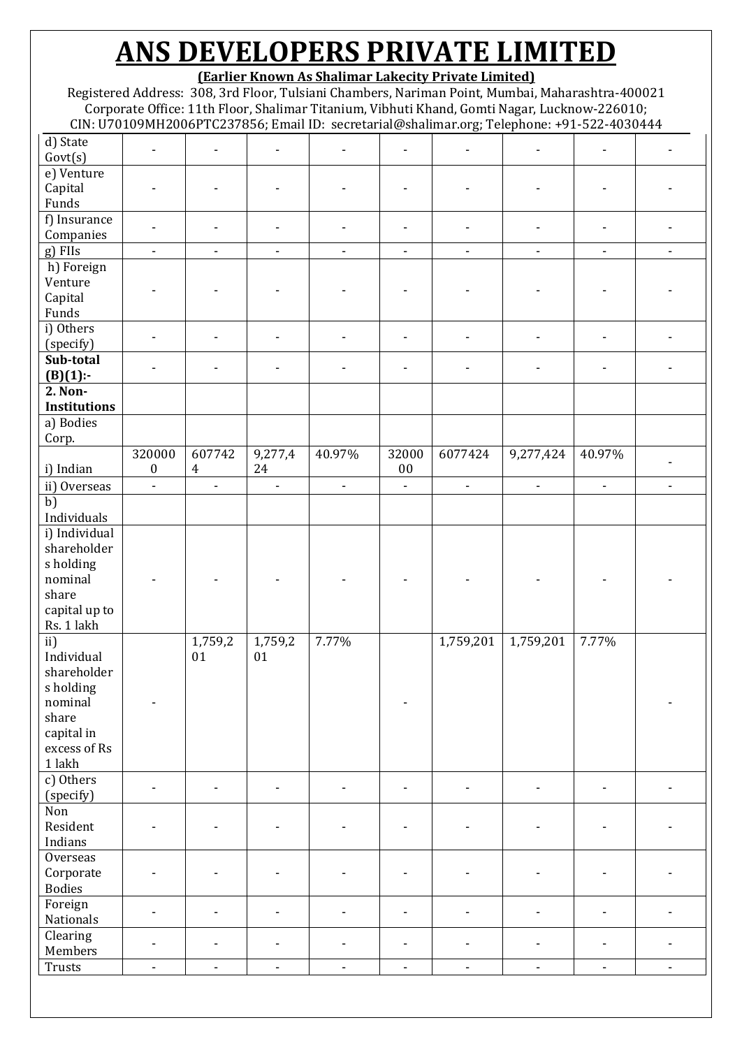# ANS DEVELOPERS PRIVATE LIMITED

**(Earlier Known As Shalimar Lakecity Private Limited)**

Registered Address: 308, 3rd Floor, Tulsiani Chambers, Nariman Point, Mumbai, Maharashtra-400021
Corporate Office: 11th Floor, Shalimar Titanium, Vibhuti Khand, Gomti Nagar, Lucknow-226010;
CIN: U70109MH2006PTC237856; Email ID: secretarial@shalimar.org; Telephone: +91-522-4030444

| | | | | | | | | | |
|---|---|---|---|---|---|---|---|---|---|
| d) State Govt(s) | - | - | - | - | - | - | - | - | - |
| e) Venture Capital Funds | - | - | - | - | - | - | - | - | - |
| f) Insurance Companies | - | - | - | - | - | - | - | - | - |
| g) FIIs | - | - | - | - | - | - | - | - | - |
| h) Foreign Venture Capital Funds | - | - | - | - | - | - | - | - | - |
| i) Others (specify) | - | - | - | - | - | - | - | - | - |
| **Sub-total (B)(1):-** | - | - | - | - | - | - | - | - | - |
| **2. Non-Institutions** | | | | | | | | | |
| a) Bodies Corp. | | | | | | | | | |
| i) Indian | 3200000 | 6077424 | 9,277,424 | 40.97% | 3200000 | 6077424 | 9,277,424 | 40.97% | - |
| ii) Overseas | - | - | - | - | - | - | - | - | - |
| b) Individuals | | | | | | | | | |
| i) Individual shareholders holding nominal share capital up to Rs. 1 lakh | - | - | - | - | - | - | - | - | - |
| ii) Individual shareholders holding nominal share capital in excess of Rs 1 lakh | - | 1,759,201 | 1,759,201 | 7.77% | - | 1,759,201 | 1,759,201 | 7.77% | - |
| c) Others (specify) | - | - | - | - | - | - | - | - | - |
| Non Resident Indians | - | - | - | - | - | - | - | - | - |
| Overseas Corporate Bodies | - | - | - | - | - | - | - | - | - |
| Foreign Nationals | - | - | - | - | - | - | - | - | - |
| Clearing Members | - | - | - | - | - | - | - | - | - |
| Trusts | - | - | - | - | - | - | - | - | - |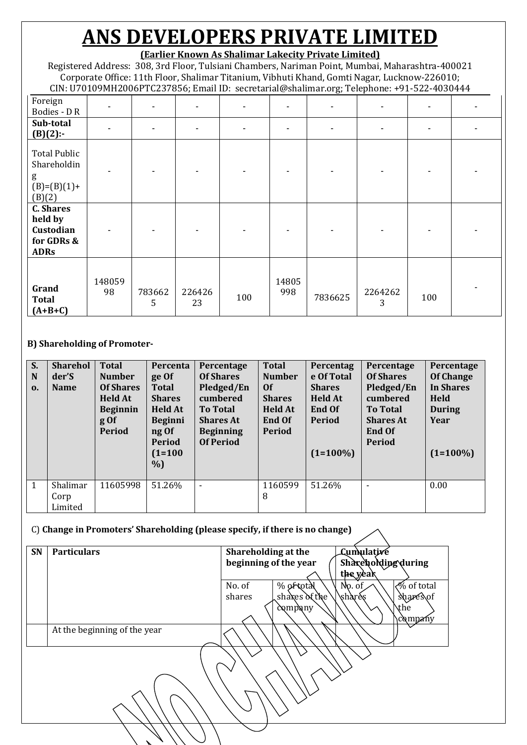# ANS DEVELOPERS PRIVATE LIMITED

**(Earlier Known As Shalimar Lakecity Private Limited)**

Registered Address: 308, 3rd Floor, Tulsiani Chambers, Nariman Point, Mumbai, Maharashtra-400021
Corporate Office: 11th Floor, Shalimar Titanium, Vibhuti Khand, Gomti Nagar, Lucknow-226010;
CIN: U70109MH2006PTC237856; Email ID: secretarial@shalimar.org; Telephone: +91-522-4030444

| | | | | | | | | | |
|---|---|---|---|---|---|---|---|---|---|
| Foreign Bodies - D R | - | - | - | - | - | - | - | - | - |
| **Sub-total (B)(2):-** | - | - | - | - | - | - | - | - | - |
| Total Public Shareholding (B)=(B)(1)+(B)(2) | - | - | - | - | - | - | - | - | - |
| **C. Shares held by Custodian for GDRs & ADRs** | - | - | - | - | - | - | - | - | - |
| **Grand Total (A+B+C)** | 14805998 | 7836625 | 22642623 | 100 | 14805998 | 7836625 | 22642623 | 100 | - |

**B) Shareholding of Promoter-**

| S. No. | Shareholder'S Name | Total Number Of Shares Held At Beginning Of Period | Percentage Of Total Shares Held At Beginning Of Period (1=100%) | Percentage Of Shares Pledged/Encumbered To Total Shares At Beginning Of Period | Total Number Of Shares Held At End Of Period | Percentage Of Total Shares Held At End Of Period (1=100%) | Percentage Of Shares Pledged/Encumbered To Total Shares At End Of Period | Percentage Of Change In Shares Held During Year (1=100%) |
|---|---|---|---|---|---|---|---|---|
| 1 | Shalimar Corp Limited | 11605998 | 51.26% | - | 11605998 | 51.26% | - | 0.00 |

C) **Change in Promoters' Shareholding (please specify, if there is no change)**

| SN | Particulars | Shareholding at the beginning of the year | | Cumulative Shareholding during the year | |
|---|---|---|---|---|---|
| | | No. of shares | % of total shares of the company | No. of shares | % of total shares of the company |
| | At the beginning of the year | | | | |

NO CHANGE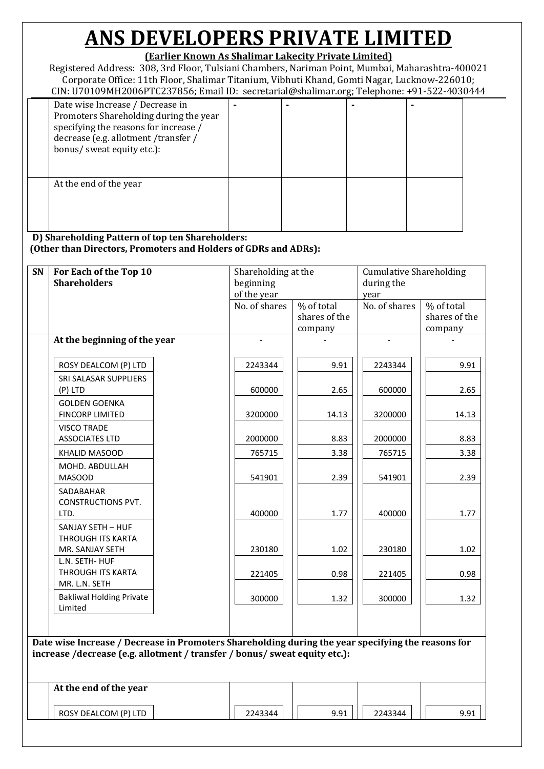# ANS DEVELOPERS PRIVATE LIMITED

**(Earlier Known As Shalimar Lakecity Private Limited)**

Registered Address: 308, 3rd Floor, Tulsiani Chambers, Nariman Point, Mumbai, Maharashtra-400021
Corporate Office: 11th Floor, Shalimar Titanium, Vibhuti Khand, Gomti Nagar, Lucknow-226010;
CIN: U70109MH2006PTC237856; Email ID: secretarial@shalimar.org; Telephone: +91-522-4030444

| | | | | | |
|---|---|---|---|---|---|
| | Date wise Increase / Decrease in Promoters Shareholding during the year specifying the reasons for increase / decrease (e.g. allotment /transfer / bonus/ sweat equity etc.): | - | - | - | - |
| | At the end of the year | | | | |

**D) Shareholding Pattern of top ten Shareholders:**
**(Other than Directors, Promoters and Holders of GDRs and ADRs):**

| SN | For Each of the Top 10 Shareholders | Shareholding at the beginning of the year | | Cumulative Shareholding during the year | |
|---|---|---|---|---|---|
| | | No. of shares | % of total shares of the company | No. of shares | % of total shares of the company |
| | **At the beginning of the year** | - | - | - | - |
| | ROSY DEALCOM (P) LTD | 2243344 | 9.91 | 2243344 | 9.91 |
| | SRI SALASAR SUPPLIERS (P) LTD | 600000 | 2.65 | 600000 | 2.65 |
| | GOLDEN GOENKA FINCORP LIMITED | 3200000 | 14.13 | 3200000 | 14.13 |
| | VISCO TRADE ASSOCIATES LTD | 2000000 | 8.83 | 2000000 | 8.83 |
| | KHALID MASOOD | 765715 | 3.38 | 765715 | 3.38 |
| | MOHD. ABDULLAH MASOOD | 541901 | 2.39 | 541901 | 2.39 |
| | SADABAHAR CONSTRUCTIONS PVT. LTD. | 400000 | 1.77 | 400000 | 1.77 |
| | SANJAY SETH – HUF THROUGH ITS KARTA MR. SANJAY SETH | 230180 | 1.02 | 230180 | 1.02 |
| | L.N. SETH- HUF THROUGH ITS KARTA MR. L.N. SETH | 221405 | 0.98 | 221405 | 0.98 |
| | Bakliwal Holding Private Limited | 300000 | 1.32 | 300000 | 1.32 |
| | **Date wise Increase / Decrease in Promoters Shareholding during the year specifying the reasons for increase /decrease (e.g. allotment / transfer / bonus/ sweat equity etc.):** | | | | |
| | **At the end of the year** | | | | |
| | ROSY DEALCOM (P) LTD | 2243344 | 9.91 | 2243344 | 9.91 |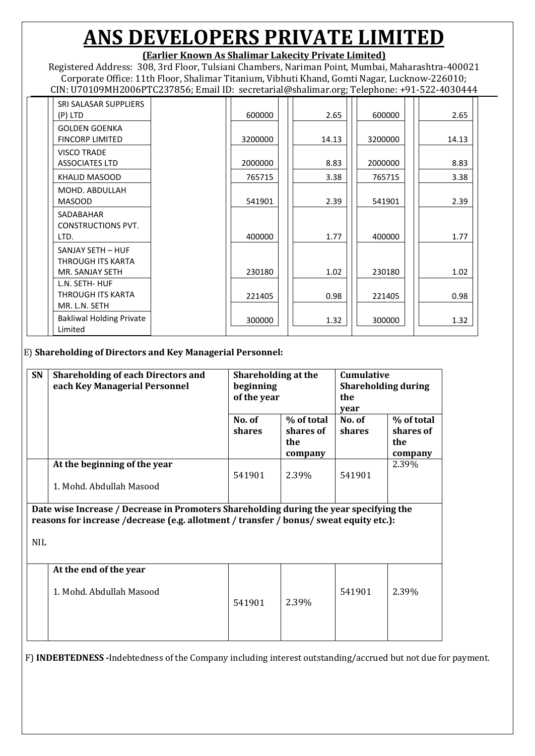# ANS DEVELOPERS PRIVATE LIMITED

**(Earlier Known As Shalimar Lakecity Private Limited)**

Registered Address: 308, 3rd Floor, Tulsiani Chambers, Nariman Point, Mumbai, Maharashtra-400021
Corporate Office: 11th Floor, Shalimar Titanium, Vibhuti Khand, Gomti Nagar, Lucknow-226010;
CIN: U70109MH2006PTC237856; Email ID: secretarial@shalimar.org; Telephone: +91-522-4030444

| | | | | | |
|---|---|---|---|---|---|
| | SRI SALASAR SUPPLIERS (P) LTD | 600000 | 2.65 | 600000 | 2.65 |
| | GOLDEN GOENKA FINCORP LIMITED | 3200000 | 14.13 | 3200000 | 14.13 |
| | VISCO TRADE ASSOCIATES LTD | 2000000 | 8.83 | 2000000 | 8.83 |
| | KHALID MASOOD | 765715 | 3.38 | 765715 | 3.38 |
| | MOHD. ABDULLAH MASOOD | 541901 | 2.39 | 541901 | 2.39 |
| | SADABAHAR CONSTRUCTIONS PVT. LTD. | 400000 | 1.77 | 400000 | 1.77 |
| | SANJAY SETH – HUF THROUGH ITS KARTA MR. SANJAY SETH | 230180 | 1.02 | 230180 | 1.02 |
| | L.N. SETH- HUF THROUGH ITS KARTA MR. L.N. SETH | 221405 | 0.98 | 221405 | 0.98 |
| | Bakliwal Holding Private Limited | 300000 | 1.32 | 300000 | 1.32 |

E) **Shareholding of Directors and Key Managerial Personnel:**

| SN | Shareholding of each Directors and each Key Managerial Personnel | Shareholding at the beginning of the year | | Cumulative Shareholding during the year | |
|---|---|---|---|---|---|
| | | No. of shares | % of total shares of the company | No. of shares | % of total shares of the company |
| | **At the beginning of the year**<br>1. Mohd. Abdullah Masood | 541901 | 2.39% | 541901 | 2.39% |
| | **Date wise Increase / Decrease in Promoters Shareholding during the year specifying the reasons for increase /decrease (e.g. allotment / transfer / bonus/ sweat equity etc.):**<br>NIL | | | | |
| | **At the end of the year**<br>1. Mohd. Abdullah Masood | 541901 | 2.39% | 541901 | 2.39% |

F) **INDEBTEDNESS -**Indebtedness of the Company including interest outstanding/accrued but not due for payment.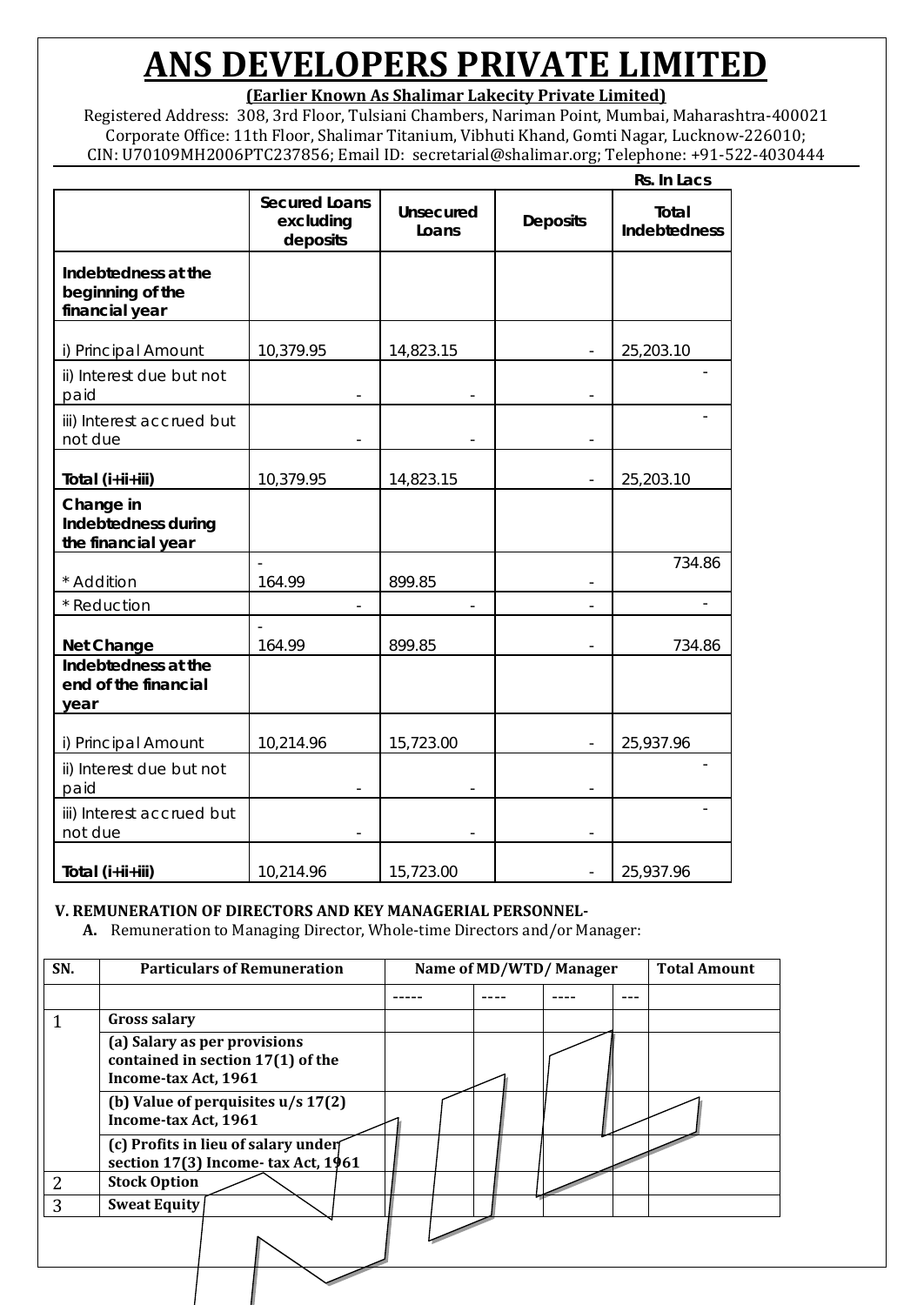# ANS DEVELOPERS PRIVATE LIMITED

**(Earlier Known As Shalimar Lakecity Private Limited)**

Registered Address: 308, 3rd Floor, Tulsiani Chambers, Nariman Point, Mumbai, Maharashtra-400021
Corporate Office: 11th Floor, Shalimar Titanium, Vibhuti Khand, Gomti Nagar, Lucknow-226010;
CIN: U70109MH2006PTC237856; Email ID: secretarial@shalimar.org; Telephone: +91-522-4030444

Rs. In Lacs

| | Secured Loans excluding deposits | Unsecured Loans | Deposits | Total Indebtedness |
|---|---|---|---|---|
| **Indebtedness at the beginning of the financial year** | | | | |
| i) Principal Amount | 10,379.95 | 14,823.15 | - | 25,203.10 |
| ii) Interest due but not paid | - | - | - | - |
| iii) Interest accrued but not due | - | - | - | - |
| **Total (i+ii+iii)** | 10,379.95 | 14,823.15 | - | 25,203.10 |
| **Change in Indebtedness during the financial year** | | | | |
| * Addition | - 164.99 | 899.85 | - | 734.86 |
| * Reduction | - | - | - | - |
| **Net Change** | - 164.99 | 899.85 | - | 734.86 |
| **Indebtedness at the end of the financial year** | | | | |
| i) Principal Amount | 10,214.96 | 15,723.00 | - | 25,937.96 |
| ii) Interest due but not paid | - | - | - | - |
| iii) Interest accrued but not due | - | - | - | - |
| **Total (i+ii+iii)** | 10,214.96 | 15,723.00 | - | 25,937.96 |

**V. REMUNERATION OF DIRECTORS AND KEY MANAGERIAL PERSONNEL-**

**A.** Remuneration to Managing Director, Whole-time Directors and/or Manager:

| SN. | Particulars of Remuneration | Name of MD/WTD/ Manager | | | | Total Amount |
|---|---|---|---|---|---|---|
| | | ----- | ---- | ---- | --- | |
| 1 | **Gross salary** | | | | | |
| | **(a) Salary as per provisions contained in section 17(1) of the Income-tax Act, 1961** | | | | | |
| | **(b) Value of perquisites u/s 17(2) Income-tax Act, 1961** | | | | | |
| | **(c) Profits in lieu of salary under section 17(3) Income- tax Act, 1961** | | | | | |
| 2 | **Stock Option** | | | | | |
| 3 | **Sweat Equity** | | | | | |

NIL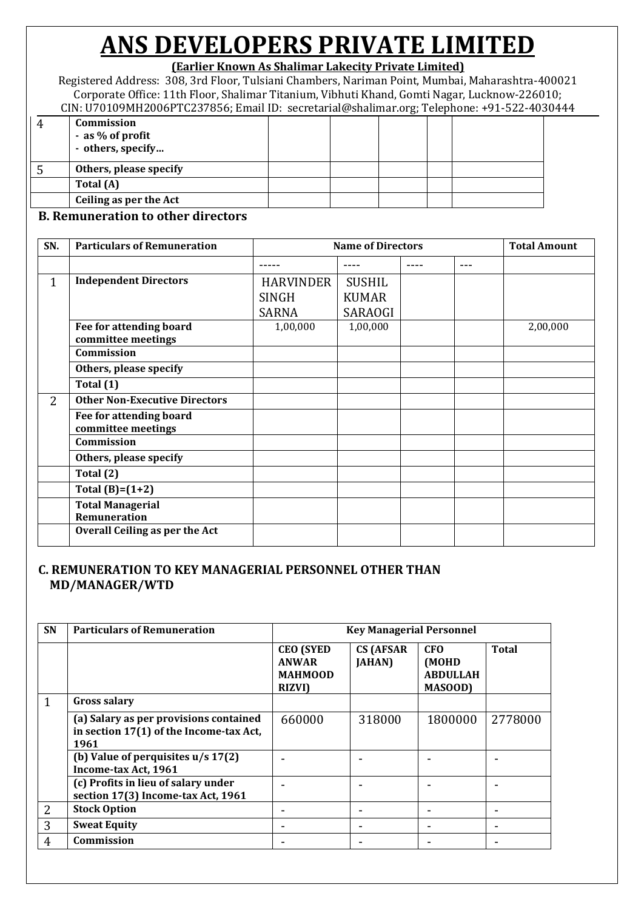# ANS DEVELOPERS PRIVATE LIMITED

**(Earlier Known As Shalimar Lakecity Private Limited)**

Registered Address: 308, 3rd Floor, Tulsiani Chambers, Nariman Point, Mumbai, Maharashtra-400021
Corporate Office: 11th Floor, Shalimar Titanium, Vibhuti Khand, Gomti Nagar, Lucknow-226010;
CIN: U70109MH2006PTC237856; Email ID: secretarial@shalimar.org; Telephone: +91-522-4030444

| | | | | | | |
|---|---|---|---|---|---|---|
| 4 | **Commission**<br>**- as % of profit**<br>**- others, specify…** | | | | | |
| 5 | **Others, please specify** | | | | | |
| | **Total (A)** | | | | | |
| | **Ceiling as per the Act** | | | | | |

### B. Remuneration to other directors

| SN. | Particulars of Remuneration | Name of Directors | | | | Total Amount |
|---|---|---|---|---|---|---|
| | | ----- | ---- | ---- | --- | |
| 1 | **Independent Directors** | HARVINDER SINGH SARNA | SUSHIL KUMAR SARAOGI | | | |
| | **Fee for attending board committee meetings** | 1,00,000 | 1,00,000 | | | 2,00,000 |
| | **Commission** | | | | | |
| | **Others, please specify** | | | | | |
| | **Total (1)** | | | | | |
| 2 | **Other Non-Executive Directors** | | | | | |
| | **Fee for attending board committee meetings** | | | | | |
| | **Commission** | | | | | |
| | **Others, please specify** | | | | | |
| | **Total (2)** | | | | | |
| | **Total (B)=(1+2)** | | | | | |
| | **Total Managerial Remuneration** | | | | | |
| | **Overall Ceiling as per the Act** | | | | | |

### C. REMUNERATION TO KEY MANAGERIAL PERSONNEL OTHER THAN MD/MANAGER/WTD

| SN | Particulars of Remuneration | Key Managerial Personnel | | | |
|---|---|---|---|---|---|
| | | **CEO (SYED ANWAR MAHMOOD RIZVI)** | **CS (AFSAR JAHAN)** | **CFO (MOHD ABDULLAH MASOOD)** | **Total** |
| 1 | **Gross salary** | | | | |
| | **(a) Salary as per provisions contained in section 17(1) of the Income-tax Act, 1961** | 660000 | 318000 | 1800000 | 2778000 |
| | **(b) Value of perquisites u/s 17(2) Income-tax Act, 1961** | - | - | - | - |
| | **(c) Profits in lieu of salary under section 17(3) Income-tax Act, 1961** | - | - | - | - |
| 2 | **Stock Option** | - | - | - | - |
| 3 | **Sweat Equity** | - | - | - | - |
| 4 | **Commission** | - | - | - | - |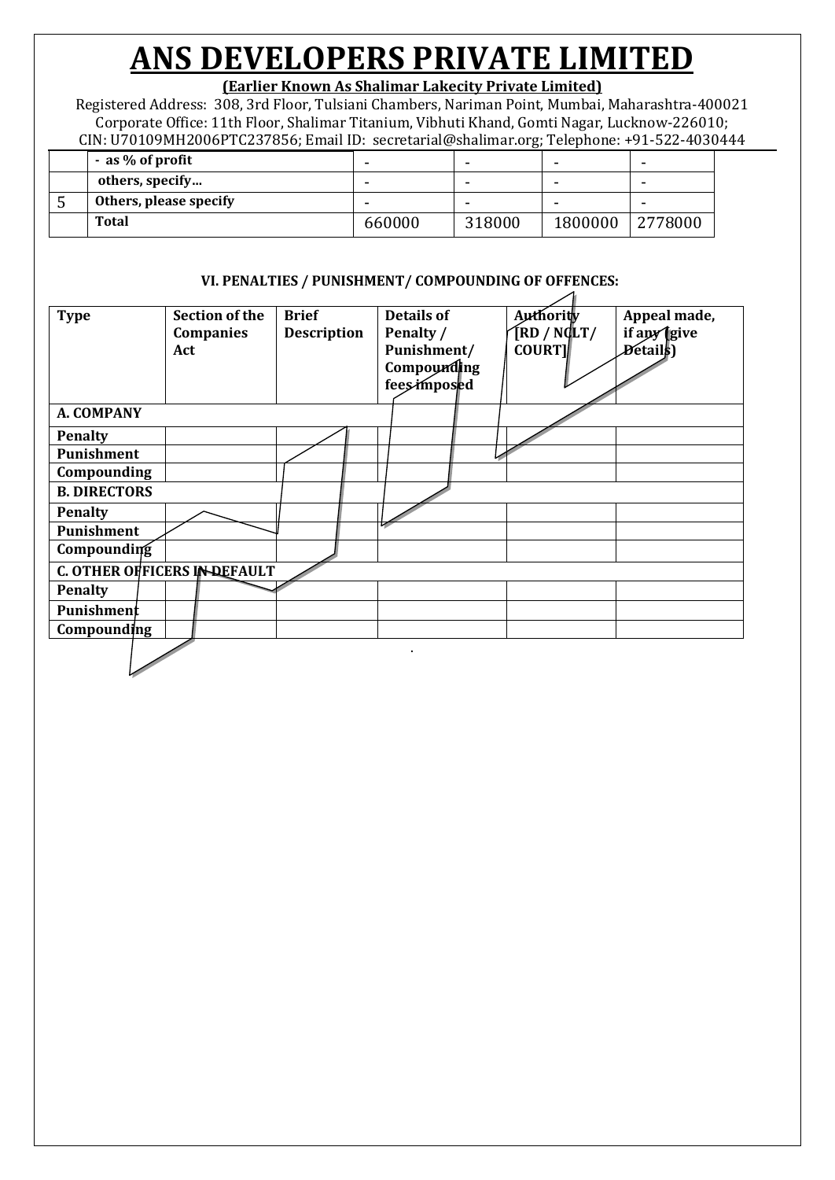# ANS DEVELOPERS PRIVATE LIMITED

**(Earlier Known As Shalimar Lakecity Private Limited)**

Registered Address: 308, 3rd Floor, Tulsiani Chambers, Nariman Point, Mumbai, Maharashtra-400021
Corporate Office: 11th Floor, Shalimar Titanium, Vibhuti Khand, Gomti Nagar, Lucknow-226010;
CIN: U70109MH2006PTC237856; Email ID: secretarial@shalimar.org; Telephone: +91-522-4030444

| | | | | | |
|---|---|---|---|---|---|
| | **- as % of profit** | - | - | - | - |
| | **others, specify…** | - | - | - | - |
| 5 | **Others, please specify** | - | - | - | - |
| | **Total** | 660000 | 318000 | 1800000 | 2778000 |

**VI. PENALTIES / PUNISHMENT/ COMPOUNDING OF OFFENCES:**

| Type | Section of the Companies Act | Brief Description | Details of Penalty / Punishment/ Compounding fees imposed | Authority [RD / NCLT/ COURT] | Appeal made, if any (give Details) |
|---|---|---|---|---|---|
| **A. COMPANY** | | | | | |
| **Penalty** | | | | | |
| **Punishment** | | | | | |
| **Compounding** | | | | | |
| **B. DIRECTORS** | | | | | |
| **Penalty** | | | | | |
| **Punishment** | | | | | |
| **Compounding** | | | | | |
| **C. OTHER OFFICERS IN DEFAULT** | | | | | |
| **Penalty** | | | | | |
| **Punishment** | | | | | |
| **Compounding** | | | | | |